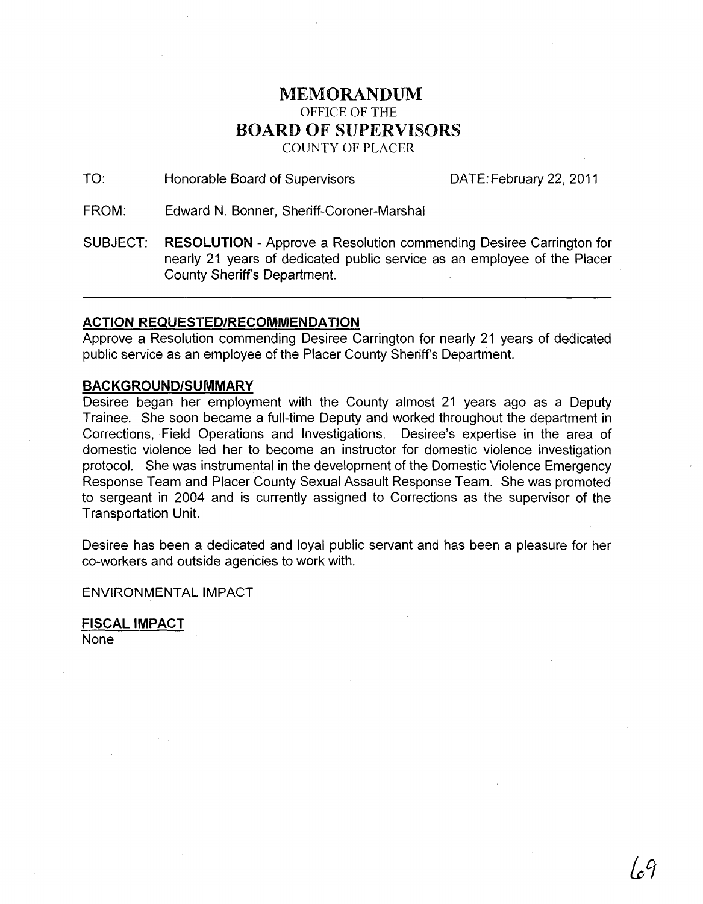# MEMORANDUM

OFFICE OF THE

# BOARD OF SUPERVISORS

COUNTY OF PLACER

TO: Honorable Board of Supervisors DATE: February 22, 2011

FROM: Edward N. Bonner, Sheriff-Coroner-Marshal

SUBJECT: **RESOLUTION** - Approve a Resolution commending Desiree Carrington for nearly 21 years of dedicated public service as an employee of the Placer County Sheriff's Department.

---

## ACTION REQUESTED/RECOMMENDATION

Approve a Resolution commending Desiree Carrington for nearly 21 years of dedicated public service as an employee of the Placer County Sheriff's Department.

## BACKGROUND/SUMMARY

Desiree began her employment with the County almost 21 years ago as a Deputy Trainee. She soon became a full-time Deputy and worked throughout the department in Corrections, Field Operations and Investigations. Desiree's expertise in the area of domestic violence led her to become an instructor for domestic violence investigation protocol. She was instrumental in the development of the Domestic Violence Emergency Response Team and Placer County Sexual Assault Response Team. She was promoted to sergeant in 2004 and is currently assigned to Corrections as the supervisor of the Transportation Unit.

Desiree has been a dedicated and loyal public servant and has been a pleasure for her co-workers and outside agencies to work with.

ENVIRONMENTAL IMPACT

## FISCAL IMPACT

None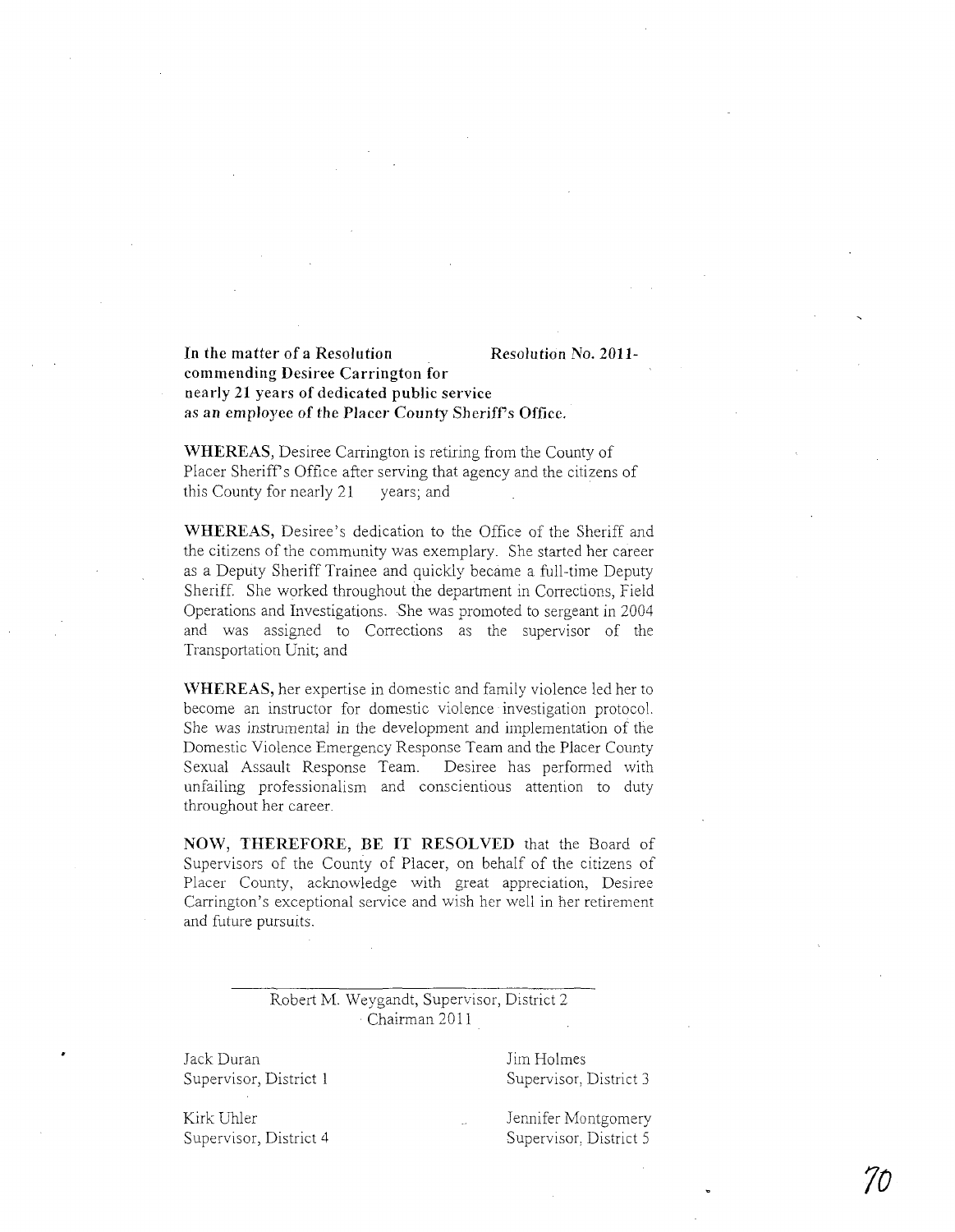**In the matter of a Resolution commending Desiree Carrington for nearly 21 years of dedicated public service as an employee of the Placer County Sheriff's Office.**

**Resolution No. 2011-**

**WHEREAS,** Desiree Carrington is retiring from the County of Placer Sheriff's Office after serving that agency and the citizens of this County for nearly 21 years; and

**WHEREAS,** Desiree's dedication to the Office of the Sheriff and the citizens of the community was exemplary. She started her career as a Deputy Sheriff Trainee and quickly became a full-time Deputy Sheriff. She worked throughout the department in Corrections, Field Operations and Investigations. She was promoted to sergeant in 2004 and was assigned to Corrections as the supervisor of the Transportation Unit; and

**WHEREAS,** her expertise in domestic and family violence led her to become an instructor for domestic violence investigation protocol. She was instrumental in the development and implementation of the Domestic Violence Emergency Response Team and the Placer County Sexual Assault Response Team. Desiree has performed with unfailing professionalism and conscientious attention to duty throughout her career.

**NOW, THEREFORE, BE IT RESOLVED** that the Board of Supervisors of the County of Placer, on behalf of the citizens of Placer County, acknowledge with great appreciation, Desiree Carrington's exceptional service and wish her well in her retirement and future pursuits.

Robert M. Weygandt, Supervisor, District 2
Chairman 2011

Jack Duran
Supervisor, District 1

Jim Holmes
Supervisor, District 3

Kirk Uhler
Supervisor, District 4

Jennifer Montgomery
Supervisor, District 5